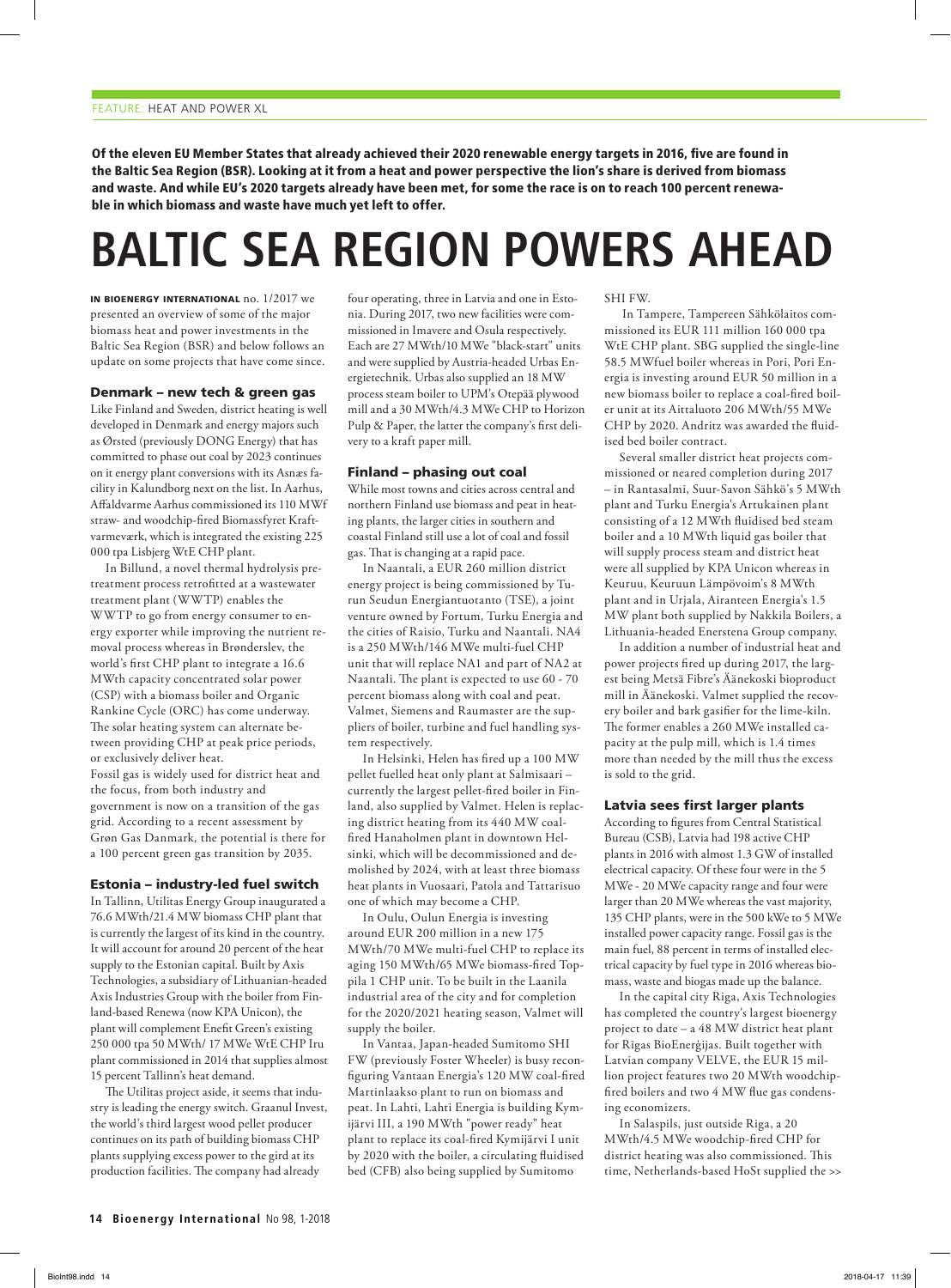FEATURE: HEAT AND POWER XL

**Of the eleven EU Member States that already achieved their 2020 renewable energy targets in 2016, five are found in the Baltic Sea Region (BSR). Looking at it from a heat and power perspective the lion's share is derived from biomass and waste. And while EU's 2020 targets already have been met, for some the race is on to reach 100 percent renewable in which biomass and waste have much yet left to offer.**

# BALTIC SEA REGION POWERS AHEAD

**IN BIOENERGY INTERNATIONAL** no. 1/2017 we presented an overview of some of the major biomass heat and power investments in the Baltic Sea Region (BSR) and below follows an update on some projects that have come since.

### Denmark – new tech & green gas

Like Finland and Sweden, district heating is well developed in Denmark and energy majors such as Ørsted (previously DONG Energy) that has committed to phase out coal by 2023 continues on it energy plant conversions with its Asnæs facility in Kalundborg next on the list. In Aarhus, Affaldvarme Aarhus commissioned its 110 MWf straw- and woodchip-fired Biomassfyret Kraftvarmeværk, which is integrated the existing 225 000 tpa Lisbjerg WtE CHP plant.

In Billund, a novel thermal hydrolysis pretreatment process retrofitted at a wastewater treatment plant (WWTP) enables the WWTP to go from energy consumer to energy exporter while improving the nutrient removal process whereas in Brønderslev, the world's first CHP plant to integrate a 16.6 MWth capacity concentrated solar power (CSP) with a biomass boiler and Organic Rankine Cycle (ORC) has come underway. The solar heating system can alternate between providing CHP at peak price periods, or exclusively deliver heat.

Fossil gas is widely used for district heat and the focus, from both industry and government is now on a transition of the gas grid. According to a recent assessment by Grøn Gas Danmark, the potential is there for a 100 percent green gas transition by 2035.

### Estonia – industry-led fuel switch

In Tallinn, Utilitas Energy Group inaugurated a 76.6 MWth/21.4 MW biomass CHP plant that is currently the largest of its kind in the country. It will account for around 20 percent of the heat supply to the Estonian capital. Built by Axis Technologies, a subsidiary of Lithuanian-headed Axis Industries Group with the boiler from Finland-based Renewa (now KPA Unicon), the plant will complement Enefit Green's existing 250 000 tpa 50 MWth/ 17 MWe WtE CHP Iru plant commissioned in 2014 that supplies almost 15 percent Tallinn's heat demand.

The Utilitas project aside, it seems that industry is leading the energy switch. Graanul Invest, the world's third largest wood pellet producer continues on its path of building biomass CHP plants supplying excess power to the gird at its production facilities. The company had already four operating, three in Latvia and one in Estonia. During 2017, two new facilities were commissioned in Imavere and Osula respectively. Each are 27 MWth/10 MWe "black-start" units and were supplied by Austria-headed Urbas Energietechnik. Urbas also supplied an 18 MW process steam boiler to UPM's Otepää plywood mill and a 30 MWth/4.3 MWe CHP to Horizon Pulp & Paper, the latter the company's first delivery to a kraft paper mill.

### Finland – phasing out coal

While most towns and cities across central and northern Finland use biomass and peat in heating plants, the larger cities in southern and coastal Finland still use a lot of coal and fossil gas. That is changing at a rapid pace.

In Naantali, a EUR 260 million district energy project is being commissioned by Turun Seudun Energiantuotanto (TSE), a joint venture owned by Fortum, Turku Energia and the cities of Raisio, Turku and Naantali. NA4 is a 250 MWth/146 MWe multi-fuel CHP unit that will replace NA1 and part of NA2 at Naantali. The plant is expected to use 60 - 70 percent biomass along with coal and peat. Valmet, Siemens and Raumaster are the suppliers of boiler, turbine and fuel handling system respectively.

In Helsinki, Helen has fired up a 100 MW pellet fuelled heat only plant at Salmisaari – currently the largest pellet-fired boiler in Finland, also supplied by Valmet. Helen is replacing district heating from its 440 MW coal-fired Hanaholmen plant in downtown Helsinki, which will be decommissioned and demolished by 2024, with at least three biomass heat plants in Vuosaari, Patola and Tattarisuo one of which may become a CHP.

In Oulu, Oulun Energia is investing around EUR 200 million in a new 175 MWth/70 MWe multi-fuel CHP to replace its aging 150 MWth/65 MWe biomass-fired Toppila 1 CHP unit. To be built in the Laanila industrial area of the city and for completion for the 2020/2021 heating season, Valmet will supply the boiler.

In Vantaa, Japan-headed Sumitomo SHI FW (previously Foster Wheeler) is busy reconfiguring Vantaan Energia's 120 MW coal-fired Martinlaakso plant to run on biomass and peat. In Lahti, Lahti Energia is building Kymijärvi III, a 190 MWth "power ready" heat plant to replace its coal-fired Kymijärvi I unit by 2020 with the boiler, a circulating fluidised bed (CFB) also being supplied by Sumitomo SHI FW.

In Tampere, Tampereen Sähkölaitos commissioned its EUR 111 million 160 000 tpa WtE CHP plant. SBG supplied the single-line 58.5 MWfuel boiler whereas in Pori, Pori Energia is investing around EUR 50 million in a new biomass boiler to replace a coal-fired boiler unit at its Aittaluoto 206 MWth/55 MWe CHP by 2020. Andritz was awarded the fluidised bed boiler contract.

Several smaller district heat projects commissioned or neared completion during 2017 – in Rantasalmi, Suur-Savon Sähkö's 5 MWth plant and Turku Energia's Artukainen plant consisting of a 12 MWth fluidised bed steam boiler and a 10 MWth liquid gas boiler that will supply process steam and district heat were all supplied by KPA Unicon whereas in Keuruu, Keuruun Lämpövoim's 8 MWth plant and in Urjala, Airanteen Energia's 1.5 MW plant both supplied by Nakkila Boilers, a Lithuania-headed Enerstena Group company.

In addition a number of industrial heat and power projects fired up during 2017, the largest being Metsä Fibre's Äänekoski bioproduct mill in Äänekoski. Valmet supplied the recovery boiler and bark gasifier for the lime-kiln. The former enables a 260 MWe installed capacity at the pulp mill, which is 1.4 times more than needed by the mill thus the excess is sold to the grid.

### Latvia sees first larger plants

According to figures from Central Statistical Bureau (CSB), Latvia had 198 active CHP plants in 2016 with almost 1.3 GW of installed electrical capacity. Of these four were in the 5 MWe - 20 MWe capacity range and four were larger than 20 MWe whereas the vast majority, 135 CHP plants, were in the 500 kWe to 5 MWe installed power capacity range. Fossil gas is the main fuel, 88 percent in terms of installed electrical capacity by fuel type in 2016 whereas biomass, waste and biogas made up the balance.

In the capital city Riga, Axis Technologies has completed the country's largest bioenergy project to date – a 48 MW district heat plant for Rīgas BioEnerģijas. Built together with Latvian company VELVE, the EUR 15 million project features two 20 MWth woodchip-fired boilers and two 4 MW flue gas condensing economizers.

In Salaspils, just outside Riga, a 20 MWth/4.5 MWe woodchip-fired CHP for district heating was also commissioned. This time, Netherlands-based HoSt supplied the >>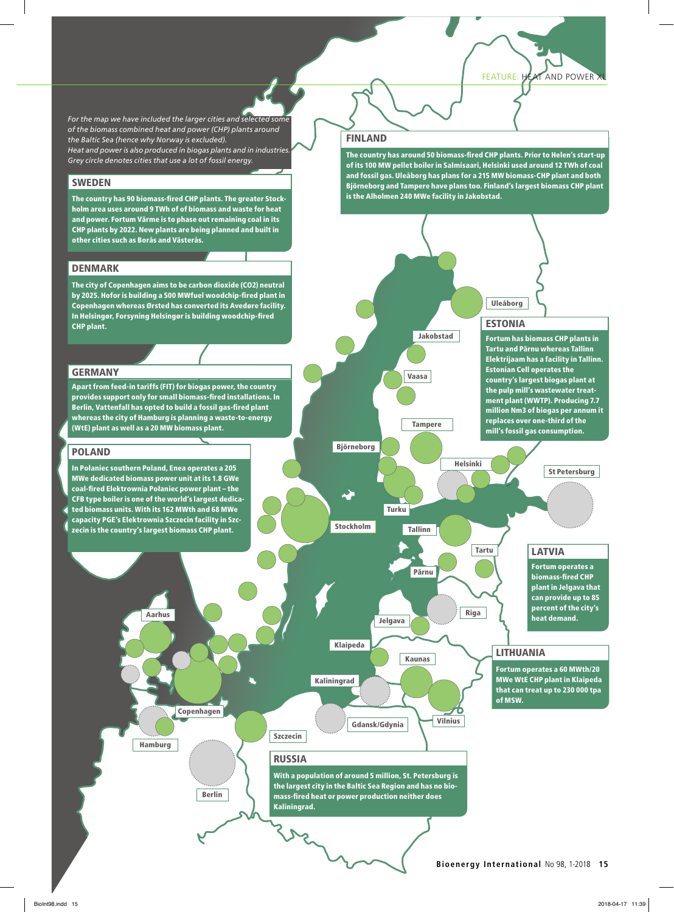*For the map we have included the larger cities and selected some of the biomass combined heat and power (CHP) plants around the Baltic Sea (hence why Norway is excluded).*
*Heat and power is also produced in biogas plants and in industries. Grey circle denotes cities that use a lot of fossil energy.*

## SWEDEN

**The country has 90 biomass-fired CHP plants. The greater Stockholm area uses around 9 TWh of of biomass and waste for heat and power. Fortum Värme is to phase out remaining coal in its CHP plants by 2022. New plants are being planned and built in other cities such as Borås and Västerås.**

## DENMARK

**The city of Copenhagen aims to be carbon dioxide ($CO_2$) neutral by 2025. Hofor is building a 500 MWfuel woodchip-fired plant in Copenhagen whereas Ørsted has converted its Avedøre facility. In Helsingør, Forsyning Helsingør is building woodchip-fired CHP plant.**

## GERMANY

**Apart from feed-in tariffs (FIT) for biogas power, the country provides support only for small biomass-fired installations. In Berlin, Vattenfall has opted to build a fossil gas-fired plant whereas the city of Hamburg is planning a waste-to-energy (WtE) plant as well as a 20 MW biomass plant.**

## POLAND

**In Połaniec southern Poland, Enea operates a 205 MWe dedicated biomass power unit at its 1.8 GWe coal-fired Elektrownia Połaniec power plant – the CFB type boiler is one of the world's largest dedicated biomass units. With its 162 MWth and 68 MWe capacity PGE's Elektrownia Szczecin facility in Szczecin is the country's largest biomass CHP plant.**

## FINLAND

**The country has around 50 biomass-fired CHP plants. Prior to Helen's start-up of its 100 MW pellet boiler in Salmisaari, Helsinki used around 12 TWh of coal and fossil gas. Uleåborg has plans for a 215 MW biomass-CHP plant and both Björneborg and Tampere have plans too. Finland's largest biomass CHP plant is the Alholmen 240 MWe facility in Jakobstad.**

## ESTONIA

**Fortum has biomass CHP plants in Tartu and Pärnu whereas Tallinn Elektrijaam has a facility in Tallinn. Estonian Cell operates the country's largest biogas plant at the pulp mill's wastewater treatment plant (WWTP). Producing 7.7 million Nm3 of biogas per annum it replaces over one-third of the mill's fossil gas consumption.**

## LATVIA

**Fortum operates a biomass-fired CHP plant in Jelgava that can provide up to 85 percent of the city's heat demand.**

## LITHUANIA

**Fortum operates a 60 MWth/20 MWe WtE CHP plant in Klaipeda that can treat up to 230 000 tpa of MSW.**

## RUSSIA

**With a population of around 5 million, St. Petersburg is the largest city in the Baltic Sea Region and has no biomass-fired heat or power production neither does Kaliningrad.**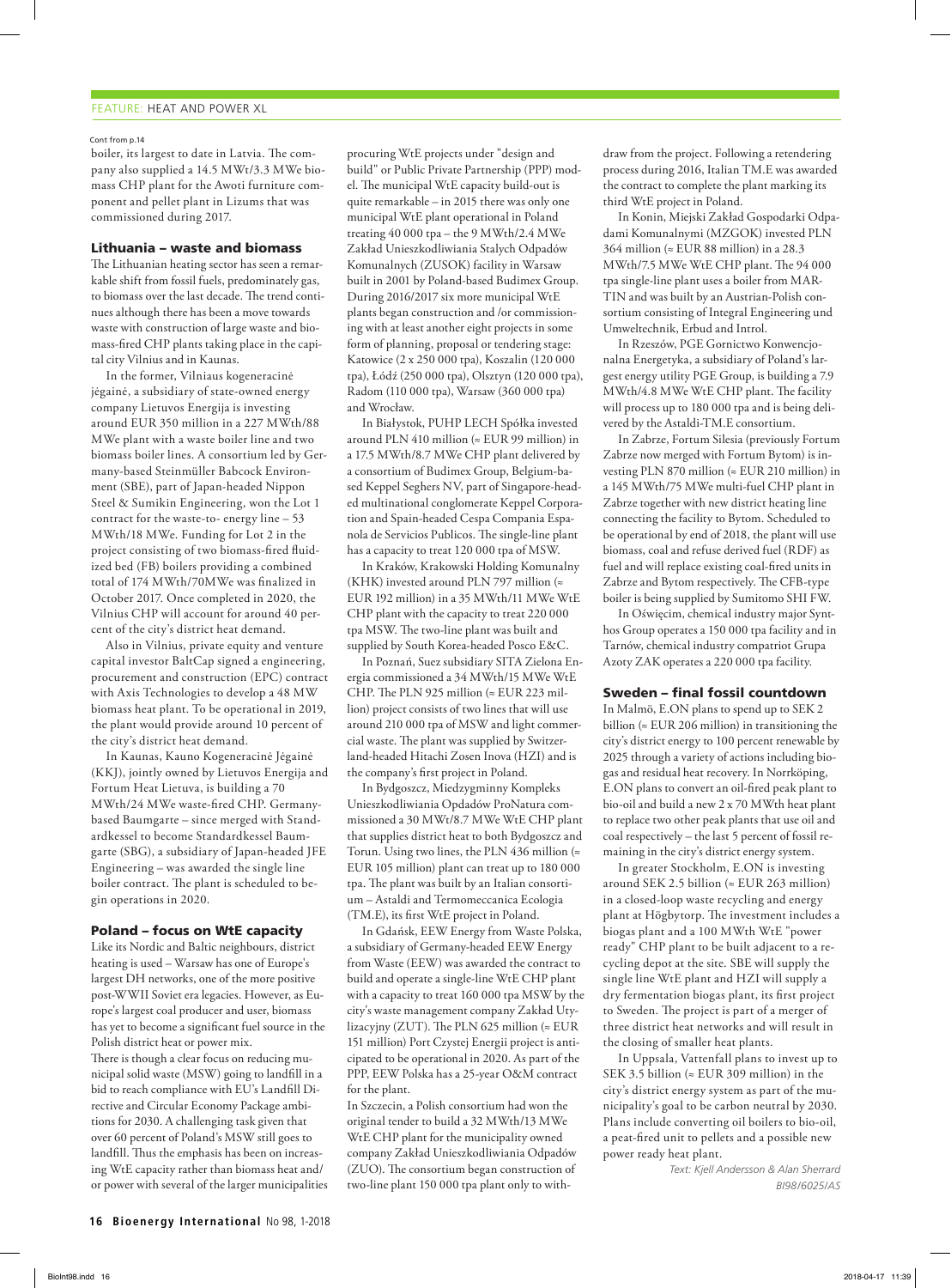Cont from p.14

boiler, its largest to date in Latvia. The company also supplied a 14.5 MWt/3.3 MWe biomass CHP plant for the Awoti furniture component and pellet plant in Lizums that was commissioned during 2017.

## Lithuania – waste and biomass

The Lithuanian heating sector has seen a remarkable shift from fossil fuels, predominately gas, to biomass over the last decade. The trend continues although there has been a move towards waste with construction of large waste and biomass-fired CHP plants taking place in the capital city Vilnius and in Kaunas.

In the former, Vilniaus kogeneracinė jėgainė, a subsidiary of state-owned energy company Lietuvos Energija is investing around EUR 350 million in a 227 MWth/88 MWe plant with a waste boiler line and two biomass boiler lines. A consortium led by Germany-based Steinmüller Babcock Environment (SBE), part of Japan-headed Nippon Steel & Sumikin Engineering, won the Lot 1 contract for the waste-to- energy line – 53 MWth/18 MWe. Funding for Lot 2 in the project consisting of two biomass-fired fluidized bed (FB) boilers providing a combined total of 174 MWth/70MWe was finalized in October 2017. Once completed in 2020, the Vilnius CHP will account for around 40 percent of the city's district heat demand.

Also in Vilnius, private equity and venture capital investor BaltCap signed a engineering, procurement and construction (EPC) contract with Axis Technologies to develop a 48 MW biomass heat plant. To be operational in 2019, the plant would provide around 10 percent of the city's district heat demand.

In Kaunas, Kauno Kogeneracinė Jėgainė (KKJ), jointly owned by Lietuvos Energija and Fortum Heat Lietuva, is building a 70 MWth/24 MWe waste-fired CHP. Germany-based Baumgarte – since merged with Standardkessel to become Standardkessel Baumgarte (SBG), a subsidiary of Japan-headed JFE Engineering – was awarded the single line boiler contract. The plant is scheduled to begin operations in 2020.

## Poland – focus on WtE capacity

Like its Nordic and Baltic neighbours, district heating is used – Warsaw has one of Europe's largest DH networks, one of the more positive post-WWII Soviet era legacies. However, as Europe's largest coal producer and user, biomass has yet to become a significant fuel source in the Polish district heat or power mix.

There is though a clear focus on reducing municipal solid waste (MSW) going to landfill in a bid to reach compliance with EU's Landfill Directive and Circular Economy Package ambitions for 2030. A challenging task given that over 60 percent of Poland's MSW still goes to landfill. Thus the emphasis has been on increasing WtE capacity rather than biomass heat and/or power with several of the larger municipalities procuring WtE projects under "design and build" or Public Private Partnership (PPP) model. The municipal WtE capacity build-out is quite remarkable – in 2015 there was only one municipal WtE plant operational in Poland treating 40 000 tpa – the 9 MWth/2.4 MWe Zakład Unieszkodliwiania Stalych Odpadów Komunalnych (ZUSOK) facility in Warsaw built in 2001 by Poland-based Budimex Group. During 2016/2017 six more municipal WtE plants began construction and /or commissioning with at least another eight projects in some form of planning, proposal or tendering stage: Katowice (2 x 250 000 tpa), Koszalin (120 000 tpa), Łódź (250 000 tpa), Olsztyn (120 000 tpa), Radom (110 000 tpa), Warsaw (360 000 tpa) and Wrocław.

In Białystok, PUHP LECH Spółka invested around PLN 410 million (≈ EUR 99 million) in a 17.5 MWth/8.7 MWe CHP plant delivered by a consortium of Budimex Group, Belgium-based Keppel Seghers NV, part of Singapore-headed multinational conglomerate Keppel Corporation and Spain-headed Cespa Compania Espanola de Servicios Publicos. The single-line plant has a capacity to treat 120 000 tpa of MSW.

In Kraków, Krakowski Holding Komunalny (KHK) invested around PLN 797 million (≈ EUR 192 million) in a 35 MWth/11 MWe WtE CHP plant with the capacity to treat 220 000 tpa MSW. The two-line plant was built and supplied by South Korea-headed Posco E&C.

In Poznań, Suez subsidiary SITA Zielona Energia commissioned a 34 MWth/15 MWe WtE CHP. The PLN 925 million (≈ EUR 223 million) project consists of two lines that will use around 210 000 tpa of MSW and light commercial waste. The plant was supplied by Switzerland-headed Hitachi Zosen Inova (HZI) and is the company's first project in Poland.

In Bydgoszcz, Miedzyminny Kompleks Unieszkodliwiania Opdadów ProNatura commissioned a 30 MWt/8.7 MWe WtE CHP plant that supplies district heat to both Bydgoszcz and Torun. Using two lines, the PLN 436 million (≈ EUR 105 million) plant can treat up to 180 000 tpa. The plant was built by an Italian consortium – Astaldi and Termomeccanica Ecologia (TM.E), its first WtE project in Poland.

In Gdańsk, EEW Energy from Waste Polska, a subsidiary of Germany-headed EEW Energy from Waste (EEW) was awarded the contract to build and operate a single-line WtE CHP plant with a capacity to treat 160 000 tpa MSW by the city's waste management company Zakład Utylizacyjny (ZUT). The PLN 625 million (≈ EUR 151 million) Port Czystej Energii project is anticipated to be operational in 2020. As part of the PPP, EEW Polska has a 25-year O&M contract for the plant.

In Szczecin, a Polish consortium had won the original tender to build a 32 MWth/13 MWe WtE CHP plant for the municipality owned company Zakład Unieszkodliwiania Odpadów (ZUO). The consortium began construction of two-line plant 150 000 tpa plant only to withdraw from the project. Following a retendering process during 2016, Italian TM.E was awarded the contract to complete the plant marking its third WtE project in Poland.

In Konin, Miejski Zakład Gospodarki Odpadami Komunalnymi (MZGOK) invested PLN 364 million (≈ EUR 88 million) in a 28.3 MWth/7.5 MWe WtE CHP plant. The 94 000 tpa single-line plant uses a boiler from MARTIN and was built by an Austrian-Polish consortium consisting of Integral Engineering und Umwelteknik, Erbud and Introl.

In Rzeszów, PGE Gornictwo Konwencjonalna Energetyka, a subsidiary of Poland's largest energy utility PGE Group, is building a 7.9 MWth/4.8 MWe WtE CHP plant. The facility will process up to 180 000 tpa and is being delivered by the Astaldi-TM.E consortium.

In Zabrze, Fortum Silesia (previously Fortum Zabrze now merged with Fortum Bytom) is investing PLN 870 million (≈ EUR 210 million) in a 145 MWth/75 MWe multi-fuel CHP plant in Zabrze together with new district heating line connecting the facility to Bytom. Scheduled to be operational by end of 2018, the plant will use biomass, coal and refuse derived fuel (RDF) as fuel and will replace existing coal-fired units in Zabrze and Bytom respectively. The CFB-type boiler is being supplied by Sumitomo SHI FW.

In Oświęcim, chemical industry major Synthos Group operates a 150 000 tpa facility and in Tarnów, chemical industry compatriot Grupa Azoty ZAK operates a 220 000 tpa facility.

## Sweden – final fossil countdown

In Malmö, E.ON plans to spend up to SEK 2 billion (≈ EUR 206 million) in transitioning the city's district energy to 100 percent renewable by 2025 through a variety of actions including biogas and residual heat recovery. In Norrköping, E.ON plans to convert an oil-fired peak plant to bio-oil and build a new 2 x 70 MWth heat plant to replace two other peak plants that use oil and coal respectively – the last 5 percent of fossil remaining in the city's district energy system.

In greater Stockholm, E.ON is investing around SEK 2.5 billion (≈ EUR 263 million) in a closed-loop waste recycling and energy plant at Högbytorp. The investment includes a biogas plant and a 100 MWth WtE "power ready" CHP plant to be built adjacent to a recycling depot at the site. SBE will supply the single line WtE plant and HZI will supply a dry fermentation biogas plant, its first project to Sweden. The project is part of a merger of three district heat networks and will result in the closing of smaller heat plants.

In Uppsala, Vattenfall plans to invest up to SEK 3.5 billion (≈ EUR 309 million) in the city's district energy system as part of the municipality's goal to be carbon neutral by 2030. Plans include converting oil boilers to bio-oil, a peat-fired unit to pellets and a possible new power ready heat plant.

*Text: Kjell Andersson & Alan Sherrard*
*BI98/6025/AS*